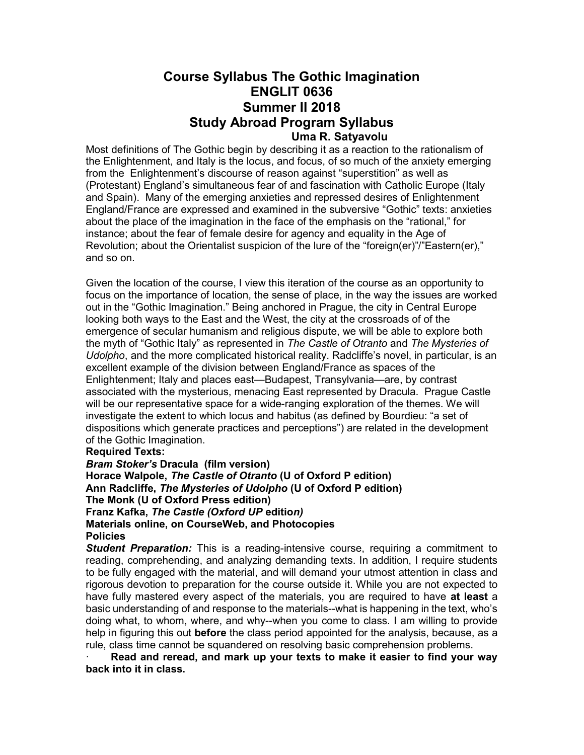# Course Syllabus The Gothic Imagination
# ENGLIT 0636
# Summer II 2018
# Study Abroad Program Syllabus
### Uma R. Satyavolu

Most definitions of The Gothic begin by describing it as a reaction to the rationalism of the Enlightenment, and Italy is the locus, and focus, of so much of the anxiety emerging from the Enlightenment's discourse of reason against "superstition" as well as (Protestant) England's simultaneous fear of and fascination with Catholic Europe (Italy and Spain). Many of the emerging anxieties and repressed desires of Enlightenment England/France are expressed and examined in the subversive "Gothic" texts: anxieties about the place of the imagination in the face of the emphasis on the "rational," for instance; about the fear of female desire for agency and equality in the Age of Revolution; about the Orientalist suspicion of the lure of the "foreign(er)"/"Eastern(er)," and so on.

Given the location of the course, I view this iteration of the course as an opportunity to focus on the importance of location, the sense of place, in the way the issues are worked out in the "Gothic Imagination." Being anchored in Prague, the city in Central Europe looking both ways to the East and the West, the city at the crossroads of of the emergence of secular humanism and religious dispute, we will be able to explore both the myth of "Gothic Italy" as represented in *The Castle of Otranto* and *The Mysteries of Udolpho*, and the more complicated historical reality. Radcliffe's novel, in particular, is an excellent example of the division between England/France as spaces of the Enlightenment; Italy and places east—Budapest, Transylvania—are, by contrast associated with the mysterious, menacing East represented by Dracula. Prague Castle will be our representative space for a wide-ranging exploration of the themes. We will investigate the extent to which locus and habitus (as defined by Bourdieu: "a set of dispositions which generate practices and perceptions") are related in the development of the Gothic Imagination.

**Required Texts:**

***Bram Stoker's* Dracula (film version)**

**Horace Walpole, *The Castle of Otranto* (U of Oxford P edition)**

**Ann Radcliffe, *The Mysteries of Udolpho* (U of Oxford P edition)**

**The Monk (U of Oxford Press edition)**

**Franz Kafka, *The Castle (Oxford UP* edition*)***

**Materials online, on CourseWeb, and Photocopies**

**Policies**

***Student Preparation:*** This is a reading-intensive course, requiring a commitment to reading, comprehending, and analyzing demanding texts. In addition, I require students to be fully engaged with the material, and will demand your utmost attention in class and rigorous devotion to preparation for the course outside it. While you are not expected to have fully mastered every aspect of the materials, you are required to have **at least** a basic understanding of and response to the materials--what is happening in the text, who's doing what, to whom, where, and why--when you come to class. I am willing to provide help in figuring this out **before** the class period appointed for the analysis, because, as a rule, class time cannot be squandered on resolving basic comprehension problems.

- **Read and reread, and mark up your texts to make it easier to find your way back into it in class.**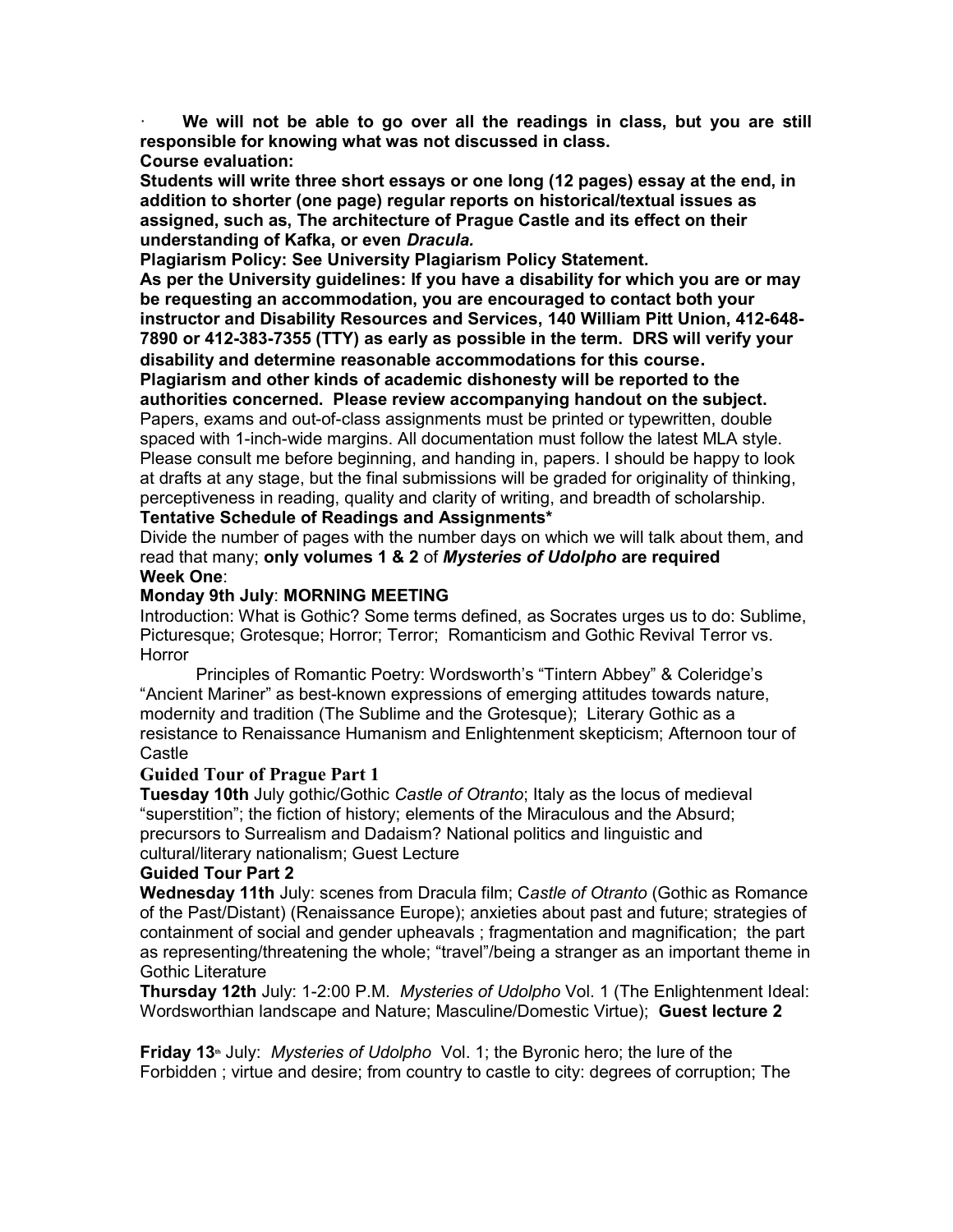· **We will not be able to go over all the readings in class, but you are still responsible for knowing what was not discussed in class.**

**Course evaluation:**

**Students will write three short essays or one long (12 pages) essay at the end, in addition to shorter (one page) regular reports on historical/textual issues as assigned, such as, The architecture of Prague Castle and its effect on their understanding of Kafka, or even *Dracula.***

**Plagiarism Policy: See University Plagiarism Policy Statement.**

**As per the University guidelines: If you have a disability for which you are or may be requesting an accommodation, you are encouraged to contact both your instructor and Disability Resources and Services, 140 William Pitt Union, 412-648-7890 or 412-383-7355 (TTY) as early as possible in the term. DRS will verify your disability and determine reasonable accommodations for this course.**

**Plagiarism and other kinds of academic dishonesty will be reported to the authorities concerned. Please review accompanying handout on the subject.**

Papers, exams and out-of-class assignments must be printed or typewritten, double spaced with 1-inch-wide margins. All documentation must follow the latest MLA style. Please consult me before beginning, and handing in, papers. I should be happy to look at drafts at any stage, but the final submissions will be graded for originality of thinking, perceptiveness in reading, quality and clarity of writing, and breadth of scholarship.

**Tentative Schedule of Readings and Assignments***

Divide the number of pages with the number days on which we will talk about them, and read that many; **only volumes 1 & 2** of ***Mysteries of Udolpho* are required**

**Week One**:

**Monday 9th July**: **MORNING MEETING**

Introduction: What is Gothic? Some terms defined, as Socrates urges us to do: Sublime, Picturesque; Grotesque; Horror; Terror; Romanticism and Gothic Revival Terror vs. Horror

Principles of Romantic Poetry: Wordsworth's "Tintern Abbey" & Coleridge's "Ancient Mariner" as best-known expressions of emerging attitudes towards nature, modernity and tradition (The Sublime and the Grotesque); Literary Gothic as a resistance to Renaissance Humanism and Enlightenment skepticism; Afternoon tour of Castle

**Guided Tour of Prague Part 1**

**Tuesday 10th** July gothic/Gothic *Castle of Otranto*; Italy as the locus of medieval "superstition"; the fiction of history; elements of the Miraculous and the Absurd; precursors to Surrealism and Dadaism? National politics and linguistic and cultural/literary nationalism; Guest Lecture

**Guided Tour Part 2**

**Wednesday 11th** July: scenes from Dracula film; C*astle of Otranto* (Gothic as Romance of the Past/Distant) (Renaissance Europe); anxieties about past and future; strategies of containment of social and gender upheavals ; fragmentation and magnification; the part as representing/threatening the whole; "travel"/being a stranger as an important theme in Gothic Literature

**Thursday 12th** July: 1-2:00 P.M. *Mysteries of Udolpho* Vol. 1 (The Enlightenment Ideal: Wordsworthian landscape and Nature; Masculine/Domestic Virtue); **Guest lecture 2**

**Friday 13th** July: *Mysteries of Udolpho* Vol. 1; the Byronic hero; the lure of the Forbidden ; virtue and desire; from country to castle to city: degrees of corruption; The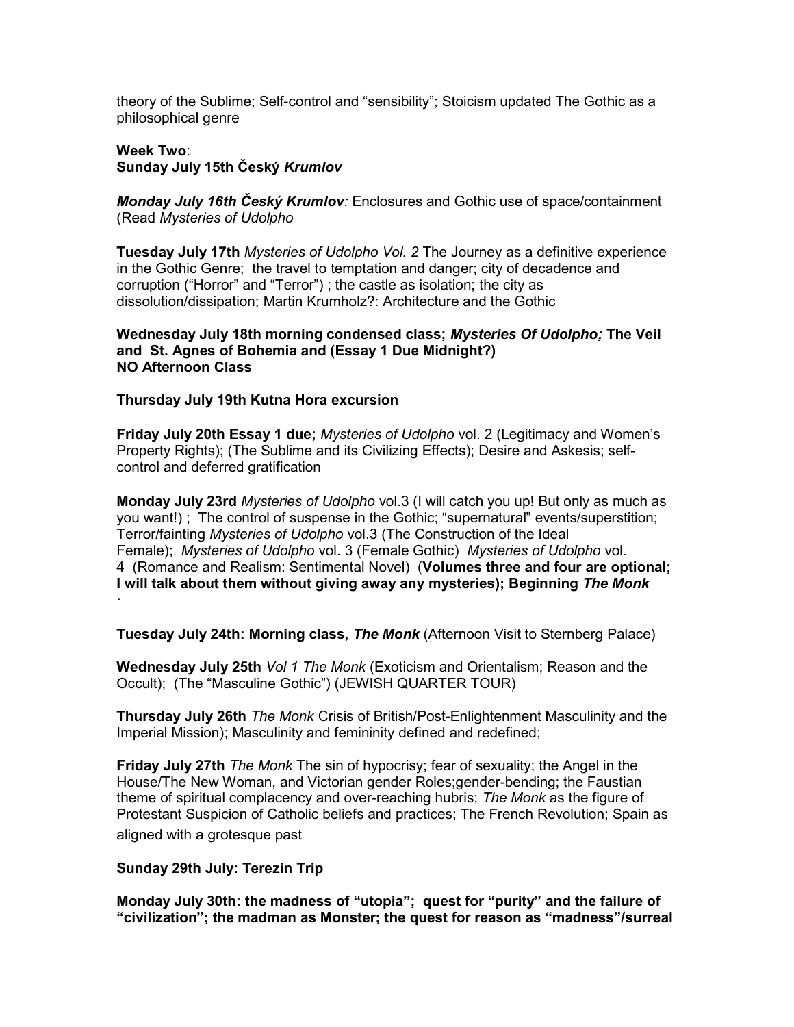theory of the Sublime; Self-control and "sensibility"; Stoicism updated The Gothic as a philosophical genre

**Week Two**:
**Sunday July 15th Český *Krumlov***

***Monday July 16th Český Krumlov**:* Enclosures and Gothic use of space/containment (Read *Mysteries of Udolpho*

**Tuesday July 17th** *Mysteries of Udolpho Vol. 2* The Journey as a definitive experience in the Gothic Genre; the travel to temptation and danger; city of decadence and corruption ("Horror" and "Terror") ; the castle as isolation; the city as dissolution/dissipation; Martin Krumholz?: Architecture and the Gothic

**Wednesday July 18th morning condensed class; *Mysteries Of Udolpho;* The Veil and St. Agnes of Bohemia and (Essay 1 Due Midnight?)**
**NO Afternoon Class**

**Thursday July 19th Kutna Hora excursion**

**Friday July 20th Essay 1 due;** *Mysteries of Udolpho* vol. 2 (Legitimacy and Women's Property Rights); (The Sublime and its Civilizing Effects); Desire and Askesis; self-control and deferred gratification

**Monday July 23rd** *Mysteries of Udolpho* vol.3 (I will catch you up! But only as much as you want!) ; The control of suspense in the Gothic; "supernatural" events/superstition; Terror/fainting *Mysteries of Udolpho* vol.3 (The Construction of the Ideal Female); *Mysteries of Udolpho* vol. 3 (Female Gothic) *Mysteries of Udolpho* vol. 4 (Romance and Realism: Sentimental Novel) (**Volumes three and four are optional; I will talk about them without giving away any mysteries); Beginning *The Monk***
.

**Tuesday July 24th: Morning class, *The Monk*** (Afternoon Visit to Sternberg Palace)

**Wednesday July 25th** *Vol 1 The Monk* (Exoticism and Orientalism; Reason and the Occult); (The "Masculine Gothic") (JEWISH QUARTER TOUR)

**Thursday July 26th** *The Monk* Crisis of British/Post-Enlightenment Masculinity and the Imperial Mission); Masculinity and femininity defined and redefined;

**Friday July 27th** *The Monk* The sin of hypocrisy; fear of sexuality; the Angel in the House/The New Woman, and Victorian gender Roles;gender-bending; the Faustian theme of spiritual complacency and over-reaching hubris; *The Monk* as the figure of Protestant Suspicion of Catholic beliefs and practices; The French Revolution; Spain as aligned with a grotesque past

**Sunday 29th July: Terezin Trip**

**Monday July 30th: the madness of "utopia"; quest for "purity" and the failure of "civilization"; the madman as Monster; the quest for reason as "madness"/surreal**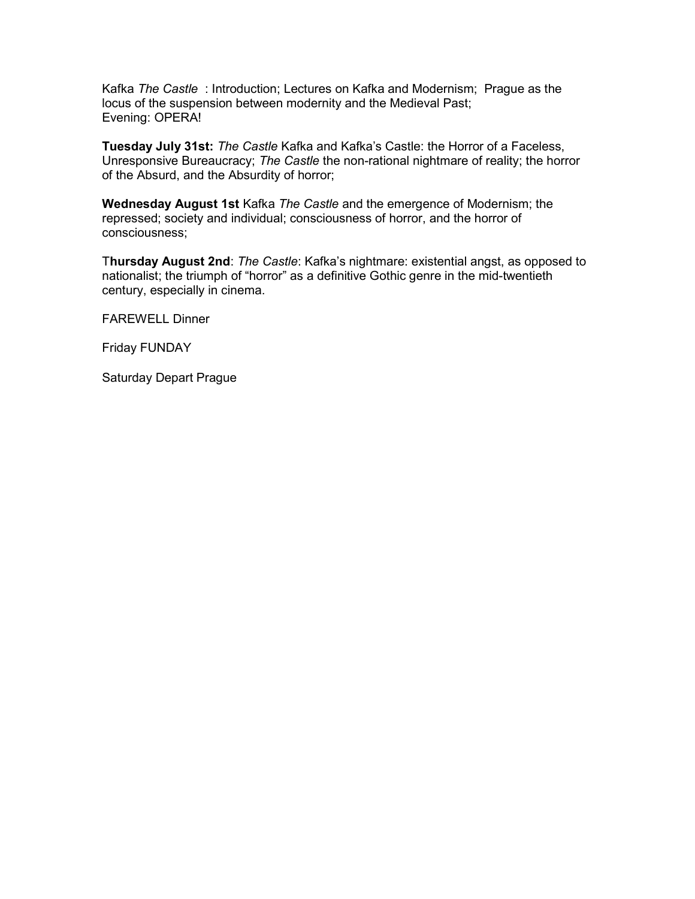Kafka *The Castle* : Introduction; Lectures on Kafka and Modernism; Prague as the locus of the suspension between modernity and the Medieval Past;
Evening: OPERA!

**Tuesday July 31st:** *The Castle* Kafka and Kafka's Castle: the Horror of a Faceless, Unresponsive Bureaucracy; *The Castle* the non-rational nightmare of reality; the horror of the Absurd, and the Absurdity of horror;

**Wednesday August 1st** Kafka *The Castle* and the emergence of Modernism; the repressed; society and individual; consciousness of horror, and the horror of consciousness;

T**hursday August 2nd**: *The Castle*: Kafka's nightmare: existential angst, as opposed to nationalist; the triumph of "horror" as a definitive Gothic genre in the mid-twentieth century, especially in cinema.

FAREWELL Dinner

Friday FUNDAY

Saturday Depart Prague